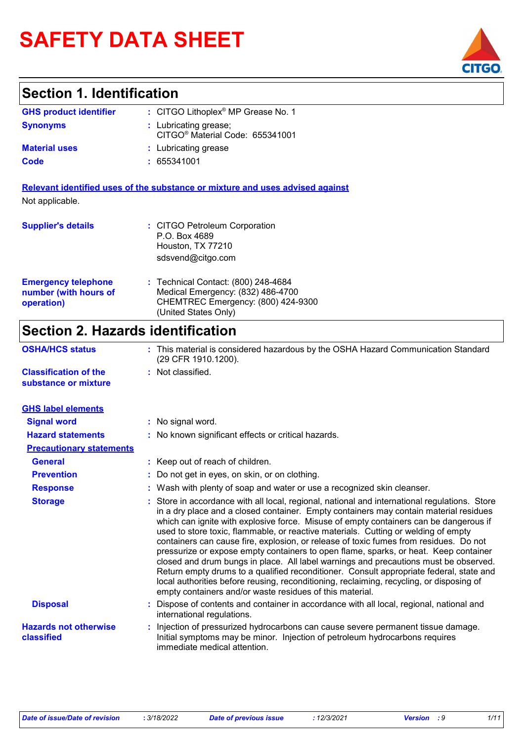# SAFETY DATA SHEET

## Section 1. Identification

**GHS product identifier** : CITGO Lithoplex® MP Grease No. 1

**Synonyms** : Lubricating grease;
CITGO® Material Code: 655341001

**Material uses** : Lubricating grease

**Code** : 655341001

**Relevant identified uses of the substance or mixture and uses advised against**

Not applicable.

**Supplier's details** : CITGO Petroleum Corporation
P.O. Box 4689
Houston, TX 77210
sdsvend@citgo.com

**Emergency telephone number (with hours of operation)** : Technical Contact: (800) 248-4684
Medical Emergency: (832) 486-4700
CHEMTREC Emergency: (800) 424-9300
(United States Only)

## Section 2. Hazards identification

**OSHA/HCS status** : This material is considered hazardous by the OSHA Hazard Communication Standard (29 CFR 1910.1200).

**Classification of the substance or mixture** : Not classified.

**GHS label elements**

**Signal word** : No signal word.

**Hazard statements** : No known significant effects or critical hazards.

**Precautionary statements**

**General** : Keep out of reach of children.

**Prevention** : Do not get in eyes, on skin, or on clothing.

**Response** : Wash with plenty of soap and water or use a recognized skin cleanser.

**Storage** : Store in accordance with all local, regional, national and international regulations. Store in a dry place and a closed container. Empty containers may contain material residues which can ignite with explosive force. Misuse of empty containers can be dangerous if used to store toxic, flammable, or reactive materials. Cutting or welding of empty containers can cause fire, explosion, or release of toxic fumes from residues. Do not pressurize or expose empty containers to open flame, sparks, or heat. Keep container closed and drum bungs in place. All label warnings and precautions must be observed. Return empty drums to a qualified reconditioner. Consult appropriate federal, state and local authorities before reusing, reconditioning, reclaiming, recycling, or disposing of empty containers and/or waste residues of this material.

**Disposal** : Dispose of contents and container in accordance with all local, regional, national and international regulations.

**Hazards not otherwise classified** : Injection of pressurized hydrocarbons can cause severe permanent tissue damage. Initial symptoms may be minor. Injection of petroleum hydrocarbons requires immediate medical attention.

*Date of issue/Date of revision* : 3/18/2022 *Date of previous issue* : 12/3/2021 *Version* : 9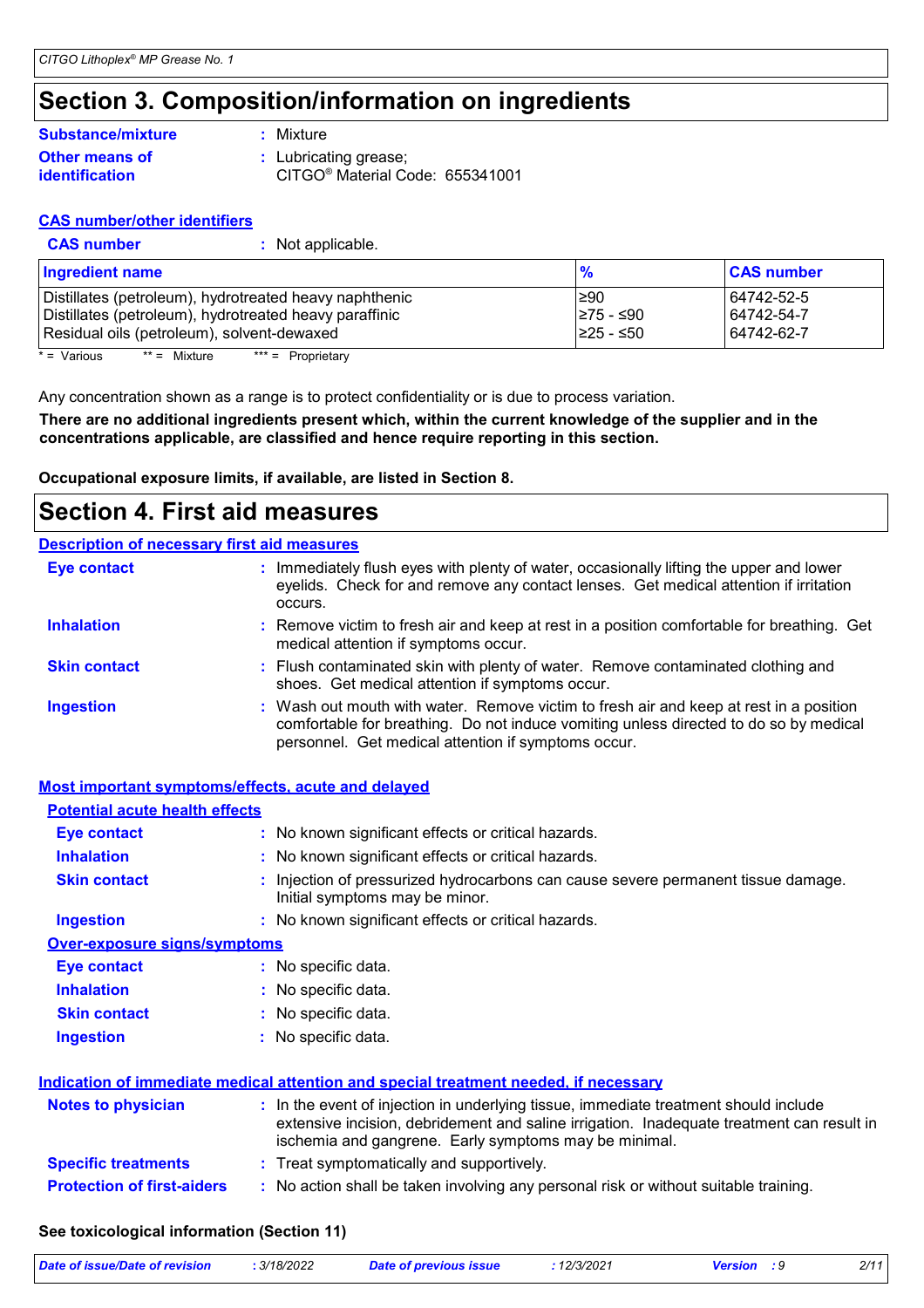# Section 3. Composition/information on ingredients

**Substance/mixture** : Mixture

**Other means of identification** : Lubricating grease; CITGO® Material Code: 655341001

**CAS number/other identifiers**

**CAS number** : Not applicable.

| Ingredient name | % | CAS number |
|---|---|---|
| Distillates (petroleum), hydrotreated heavy naphthenic | ≥90 | 64742-52-5 |
| Distillates (petroleum), hydrotreated heavy paraffinic | ≥75 - ≤90 | 64742-54-7 |
| Residual oils (petroleum), solvent-dewaxed | ≥25 - ≤50 | 64742-62-7 |

\* = Various   ** = Mixture   *** = Proprietary

Any concentration shown as a range is to protect confidentiality or is due to process variation.

**There are no additional ingredients present which, within the current knowledge of the supplier and in the concentrations applicable, are classified and hence require reporting in this section.**

**Occupational exposure limits, if available, are listed in Section 8.**

# Section 4. First aid measures

**Description of necessary first aid measures**

**Eye contact** : Immediately flush eyes with plenty of water, occasionally lifting the upper and lower eyelids. Check for and remove any contact lenses. Get medical attention if irritation occurs.

**Inhalation** : Remove victim to fresh air and keep at rest in a position comfortable for breathing. Get medical attention if symptoms occur.

**Skin contact** : Flush contaminated skin with plenty of water. Remove contaminated clothing and shoes. Get medical attention if symptoms occur.

**Ingestion** : Wash out mouth with water. Remove victim to fresh air and keep at rest in a position comfortable for breathing. Do not induce vomiting unless directed to do so by medical personnel. Get medical attention if symptoms occur.

**Most important symptoms/effects, acute and delayed**

**Potential acute health effects**

**Eye contact** : No known significant effects or critical hazards.

**Inhalation** : No known significant effects or critical hazards.

**Skin contact** : Injection of pressurized hydrocarbons can cause severe permanent tissue damage. Initial symptoms may be minor.

**Ingestion** : No known significant effects or critical hazards.

**Over-exposure signs/symptoms**

**Eye contact** : No specific data.

**Inhalation** : No specific data.

**Skin contact** : No specific data.

**Ingestion** : No specific data.

**Indication of immediate medical attention and special treatment needed, if necessary**

**Notes to physician** : In the event of injection in underlying tissue, immediate treatment should include extensive incision, debridement and saline irrigation. Inadequate treatment can result in ischemia and gangrene. Early symptoms may be minimal.

**Specific treatments** : Treat symptomatically and supportively.

**Protection of first-aiders** : No action shall be taken involving any personal risk or without suitable training.

**See toxicological information (Section 11)**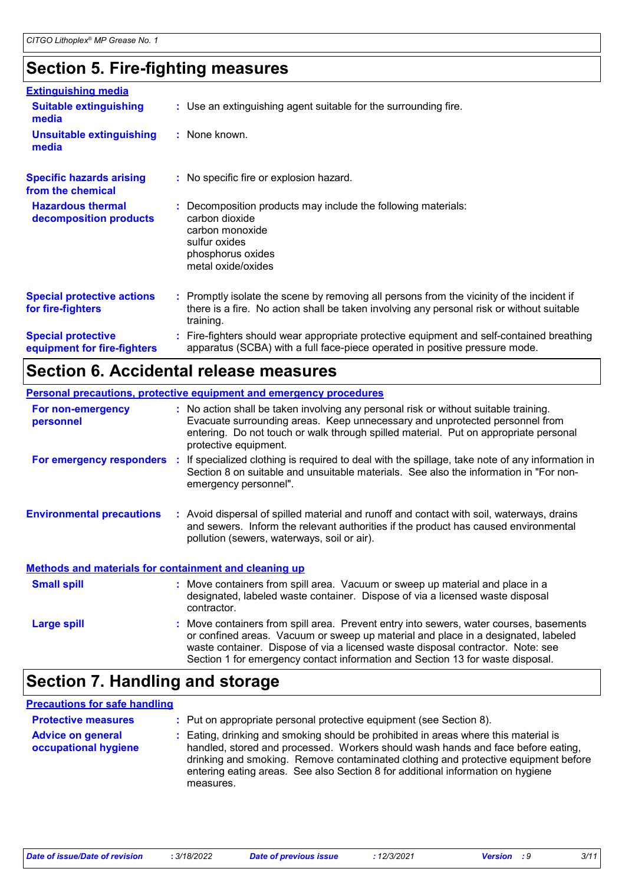## Section 5. Fire-fighting measures

### Extinguishing media

**Suitable extinguishing media** : Use an extinguishing agent suitable for the surrounding fire.

**Unsuitable extinguishing media** : None known.

**Specific hazards arising from the chemical** : No specific fire or explosion hazard.

**Hazardous thermal decomposition products** : Decomposition products may include the following materials:
carbon dioxide
carbon monoxide
sulfur oxides
phosphorus oxides
metal oxide/oxides

**Special protective actions for fire-fighters** : Promptly isolate the scene by removing all persons from the vicinity of the incident if there is a fire. No action shall be taken involving any personal risk or without suitable training.

**Special protective equipment for fire-fighters** : Fire-fighters should wear appropriate protective equipment and self-contained breathing apparatus (SCBA) with a full face-piece operated in positive pressure mode.

## Section 6. Accidental release measures

### Personal precautions, protective equipment and emergency procedures

**For non-emergency personnel** : No action shall be taken involving any personal risk or without suitable training. Evacuate surrounding areas. Keep unnecessary and unprotected personnel from entering. Do not touch or walk through spilled material. Put on appropriate personal protective equipment.

**For emergency responders** : If specialized clothing is required to deal with the spillage, take note of any information in Section 8 on suitable and unsuitable materials. See also the information in "For non-emergency personnel".

**Environmental precautions** : Avoid dispersal of spilled material and runoff and contact with soil, waterways, drains and sewers. Inform the relevant authorities if the product has caused environmental pollution (sewers, waterways, soil or air).

### Methods and materials for containment and cleaning up

**Small spill** : Move containers from spill area. Vacuum or sweep up material and place in a designated, labeled waste container. Dispose of via a licensed waste disposal contractor.

**Large spill** : Move containers from spill area. Prevent entry into sewers, water courses, basements or confined areas. Vacuum or sweep up material and place in a designated, labeled waste container. Dispose of via a licensed waste disposal contractor. Note: see Section 1 for emergency contact information and Section 13 for waste disposal.

## Section 7. Handling and storage

### Precautions for safe handling

**Protective measures** : Put on appropriate personal protective equipment (see Section 8).

**Advice on general occupational hygiene** : Eating, drinking and smoking should be prohibited in areas where this material is handled, stored and processed. Workers should wash hands and face before eating, drinking and smoking. Remove contaminated clothing and protective equipment before entering eating areas. See also Section 8 for additional information on hygiene measures.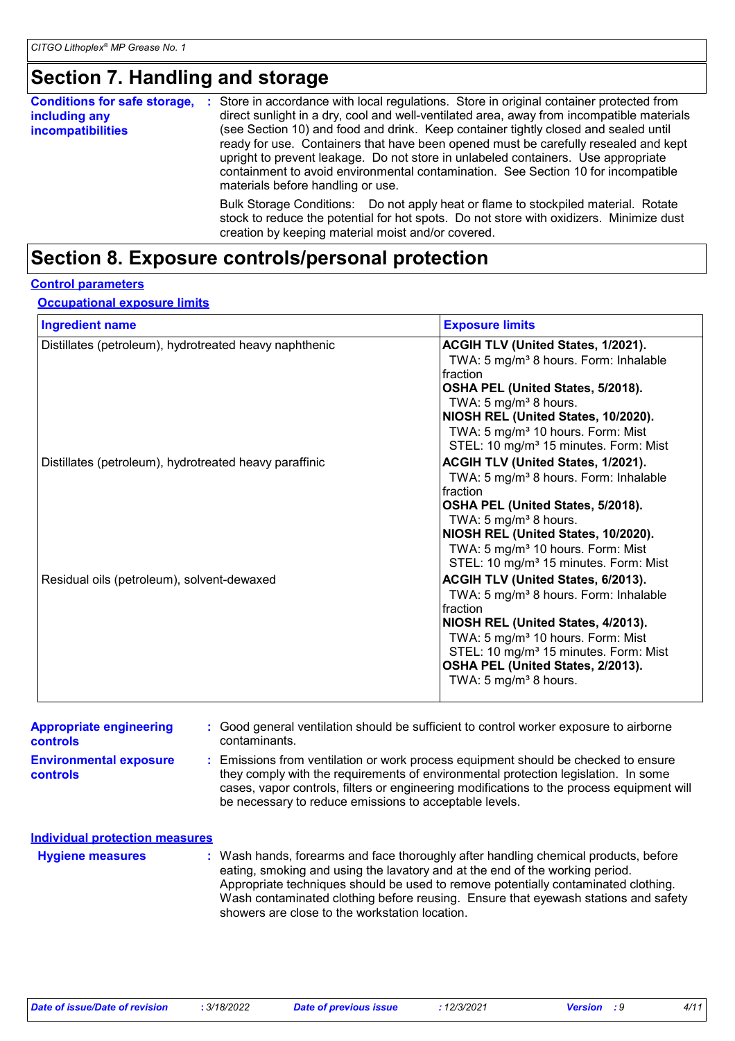# Section 7. Handling and storage

**Conditions for safe storage, including any incompatibilities** : Store in accordance with local regulations. Store in original container protected from direct sunlight in a dry, cool and well-ventilated area, away from incompatible materials (see Section 10) and food and drink. Keep container tightly closed and sealed until ready for use. Containers that have been opened must be carefully resealed and kept upright to prevent leakage. Do not store in unlabeled containers. Use appropriate containment to avoid environmental contamination. See Section 10 for incompatible materials before handling or use.

Bulk Storage Conditions: Do not apply heat or flame to stockpiled material. Rotate stock to reduce the potential for hot spots. Do not store with oxidizers. Minimize dust creation by keeping material moist and/or covered.

# Section 8. Exposure controls/personal protection

## Control parameters

### Occupational exposure limits

| Ingredient name | Exposure limits |
| --- | --- |
| Distillates (petroleum), hydrotreated heavy naphthenic | **ACGIH TLV (United States, 1/2021).**<br>TWA: 5 mg/m³ 8 hours. Form: Inhalable fraction<br>**OSHA PEL (United States, 5/2018).**<br>TWA: 5 mg/m³ 8 hours.<br>**NIOSH REL (United States, 10/2020).**<br>TWA: 5 mg/m³ 10 hours. Form: Mist<br>STEL: 10 mg/m³ 15 minutes. Form: Mist |
| Distillates (petroleum), hydrotreated heavy paraffinic | **ACGIH TLV (United States, 1/2021).**<br>TWA: 5 mg/m³ 8 hours. Form: Inhalable fraction<br>**OSHA PEL (United States, 5/2018).**<br>TWA: 5 mg/m³ 8 hours.<br>**NIOSH REL (United States, 10/2020).**<br>TWA: 5 mg/m³ 10 hours. Form: Mist<br>STEL: 10 mg/m³ 15 minutes. Form: Mist |
| Residual oils (petroleum), solvent-dewaxed | **ACGIH TLV (United States, 6/2013).**<br>TWA: 5 mg/m³ 8 hours. Form: Inhalable fraction<br>**NIOSH REL (United States, 4/2013).**<br>TWA: 5 mg/m³ 10 hours. Form: Mist<br>STEL: 10 mg/m³ 15 minutes. Form: Mist<br>**OSHA PEL (United States, 2/2013).**<br>TWA: 5 mg/m³ 8 hours. |

**Appropriate engineering controls** : Good general ventilation should be sufficient to control worker exposure to airborne contaminants.

**Environmental exposure controls** : Emissions from ventilation or work process equipment should be checked to ensure they comply with the requirements of environmental protection legislation. In some cases, vapor controls, filters or engineering modifications to the process equipment will be necessary to reduce emissions to acceptable levels.

## Individual protection measures

**Hygiene measures** : Wash hands, forearms and face thoroughly after handling chemical products, before eating, smoking and using the lavatory and at the end of the working period. Appropriate techniques should be used to remove potentially contaminated clothing. Wash contaminated clothing before reusing. Ensure that eyewash stations and safety showers are close to the workstation location.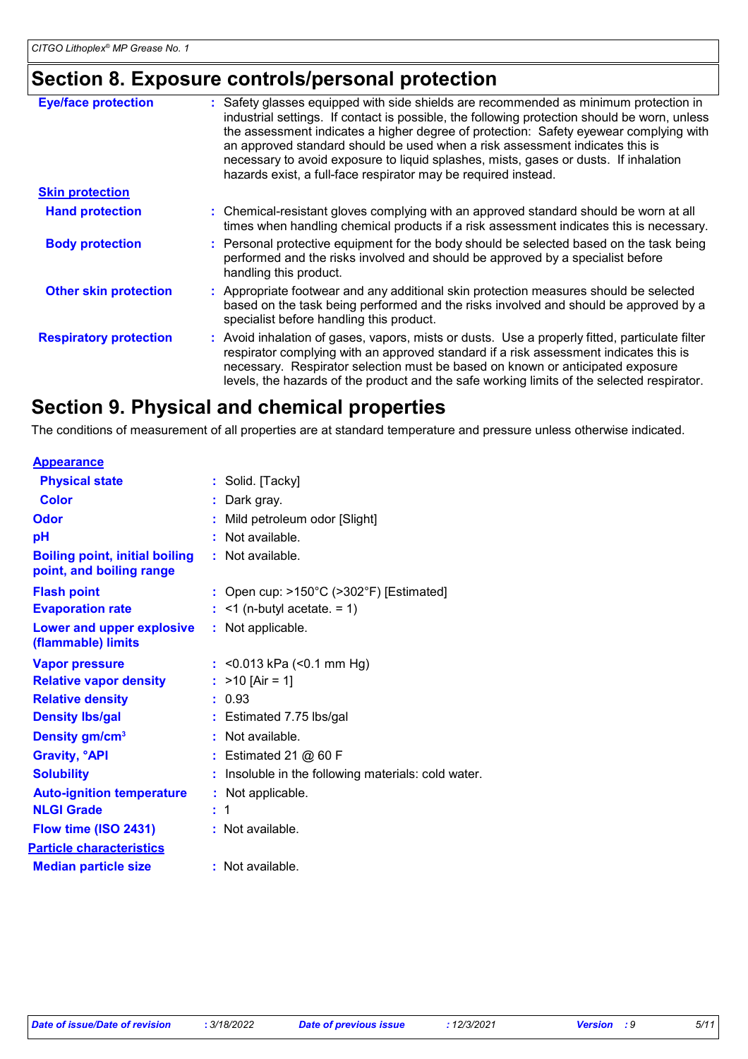## Section 8. Exposure controls/personal protection

**Eye/face protection** : Safety glasses equipped with side shields are recommended as minimum protection in industrial settings. If contact is possible, the following protection should be worn, unless the assessment indicates a higher degree of protection: Safety eyewear complying with an approved standard should be used when a risk assessment indicates this is necessary to avoid exposure to liquid splashes, mists, gases or dusts. If inhalation hazards exist, a full-face respirator may be required instead.

**Skin protection**

**Hand protection** : Chemical-resistant gloves complying with an approved standard should be worn at all times when handling chemical products if a risk assessment indicates this is necessary.

**Body protection** : Personal protective equipment for the body should be selected based on the task being performed and the risks involved and should be approved by a specialist before handling this product.

**Other skin protection** : Appropriate footwear and any additional skin protection measures should be selected based on the task being performed and the risks involved and should be approved by a specialist before handling this product.

**Respiratory protection** : Avoid inhalation of gases, vapors, mists or dusts. Use a properly fitted, particulate filter respirator complying with an approved standard if a risk assessment indicates this is necessary. Respirator selection must be based on known or anticipated exposure levels, the hazards of the product and the safe working limits of the selected respirator.

## Section 9. Physical and chemical properties

The conditions of measurement of all properties are at standard temperature and pressure unless otherwise indicated.

**Appearance**

**Physical state** : Solid. [Tacky]

**Color** : Dark gray.

**Odor** : Mild petroleum odor [Slight]

**pH** : Not available.

**Boiling point, initial boiling point, and boiling range** : Not available.

**Flash point** : Open cup: >150°C (>302°F) [Estimated]

**Evaporation rate** : <1 (n-butyl acetate. = 1)

**Lower and upper explosive (flammable) limits** : Not applicable.

**Vapor pressure** : <0.013 kPa (<0.1 mm Hg)

**Relative vapor density** : >10 [Air = 1]

**Relative density** : 0.93

**Density lbs/gal** : Estimated 7.75 lbs/gal

**Density gm/cm$^3$** : Not available.

**Gravity, °API** : Estimated 21 @ 60 F

**Solubility** : Insoluble in the following materials: cold water.

**Auto-ignition temperature** : Not applicable.

**NLGI Grade** : 1

**Flow time (ISO 2431)** : Not available.

**Particle characteristics**

**Median particle size** : Not available.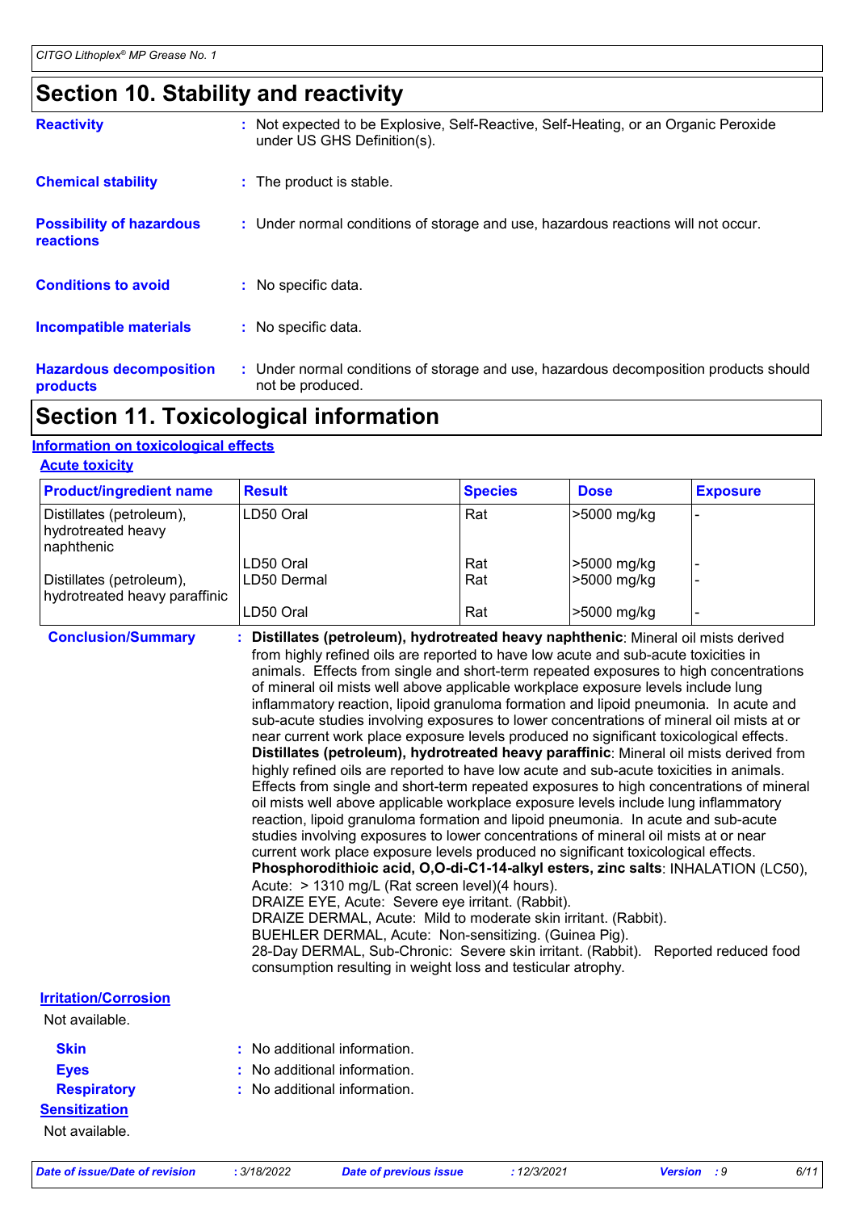## Section 10. Stability and reactivity

**Reactivity** : Not expected to be Explosive, Self-Reactive, Self-Heating, or an Organic Peroxide under US GHS Definition(s).

**Chemical stability** : The product is stable.

**Possibility of hazardous reactions** : Under normal conditions of storage and use, hazardous reactions will not occur.

**Conditions to avoid** : No specific data.

**Incompatible materials** : No specific data.

**Hazardous decomposition products** : Under normal conditions of storage and use, hazardous decomposition products should not be produced.

## Section 11. Toxicological information

### Information on toxicological effects

#### Acute toxicity

| Product/ingredient name | Result | Species | Dose | Exposure |
|---|---|---|---|---|
| Distillates (petroleum), hydrotreated heavy naphthenic | LD50 Oral | Rat | >5000 mg/kg | - |
| | LD50 Oral | Rat | >5000 mg/kg | - |
| Distillates (petroleum), hydrotreated heavy paraffinic | LD50 Dermal | Rat | >5000 mg/kg | - |
| | LD50 Oral | Rat | >5000 mg/kg | - |

**Conclusion/Summary** : **Distillates (petroleum), hydrotreated heavy naphthenic**: Mineral oil mists derived from highly refined oils are reported to have low acute and sub-acute toxicities in animals. Effects from single and short-term repeated exposures to high concentrations of mineral oil mists well above applicable workplace exposure levels include lung inflammatory reaction, lipoid granuloma formation and lipoid pneumonia. In acute and sub-acute studies involving exposures to lower concentrations of mineral oil mists at or near current work place exposure levels produced no significant toxicological effects.
**Distillates (petroleum), hydrotreated heavy paraffinic**: Mineral oil mists derived from highly refined oils are reported to have low acute and sub-acute toxicities in animals. Effects from single and short-term repeated exposures to high concentrations of mineral oil mists well above applicable workplace exposure levels include lung inflammatory reaction, lipoid granuloma formation and lipoid pneumonia. In acute and sub-acute studies involving exposures to lower concentrations of mineral oil mists at or near current work place exposure levels produced no significant toxicological effects.
**Phosphorodithioic acid, O,O-di-C1-14-alkyl esters, zinc salts**: INHALATION (LC50), Acute: > 1310 mg/L (Rat screen level)(4 hours).
DRAIZE EYE, Acute: Severe eye irritant. (Rabbit).
DRAIZE DERMAL, Acute: Mild to moderate skin irritant. (Rabbit).
BUEHLER DERMAL, Acute: Non-sensitizing. (Guinea Pig).
28-Day DERMAL, Sub-Chronic: Severe skin irritant. (Rabbit). Reported reduced food consumption resulting in weight loss and testicular atrophy.

#### Irritation/Corrosion

Not available.

**Skin** : No additional information.

**Eyes** : No additional information.

**Respiratory** : No additional information.

#### Sensitization

Not available.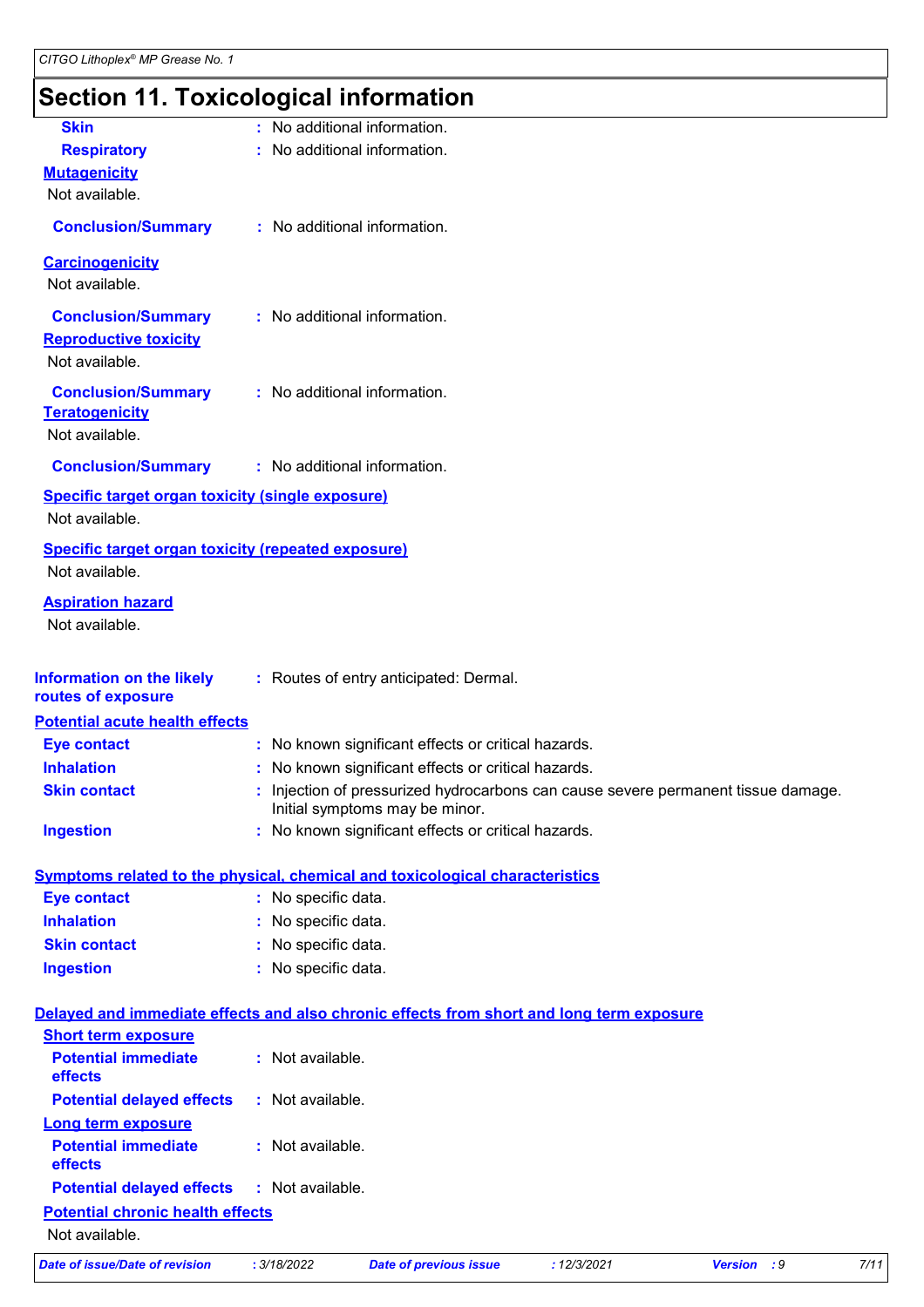# Section 11. Toxicological information

**Skin** : No additional information.

**Respiratory** : No additional information.

**Mutagenicity**

Not available.

**Conclusion/Summary** : No additional information.

**Carcinogenicity**

Not available.

**Conclusion/Summary** : No additional information.

**Reproductive toxicity**

Not available.

**Conclusion/Summary** : No additional information.

**Teratogenicity**

Not available.

**Conclusion/Summary** : No additional information.

**Specific target organ toxicity (single exposure)**

Not available.

**Specific target organ toxicity (repeated exposure)**

Not available.

**Aspiration hazard**

Not available.

**Information on the likely routes of exposure** : Routes of entry anticipated: Dermal.

**Potential acute health effects**

**Eye contact** : No known significant effects or critical hazards.

**Inhalation** : No known significant effects or critical hazards.

**Skin contact** : Injection of pressurized hydrocarbons can cause severe permanent tissue damage. Initial symptoms may be minor.

**Ingestion** : No known significant effects or critical hazards.

**Symptoms related to the physical, chemical and toxicological characteristics**

**Eye contact** : No specific data.

**Inhalation** : No specific data.

**Skin contact** : No specific data.

**Ingestion** : No specific data.

**Delayed and immediate effects and also chronic effects from short and long term exposure**

**Short term exposure**

**Potential immediate effects** : Not available.

**Potential delayed effects** : Not available.

**Long term exposure**

**Potential immediate effects** : Not available.

**Potential delayed effects** : Not available.

**Potential chronic health effects**

Not available.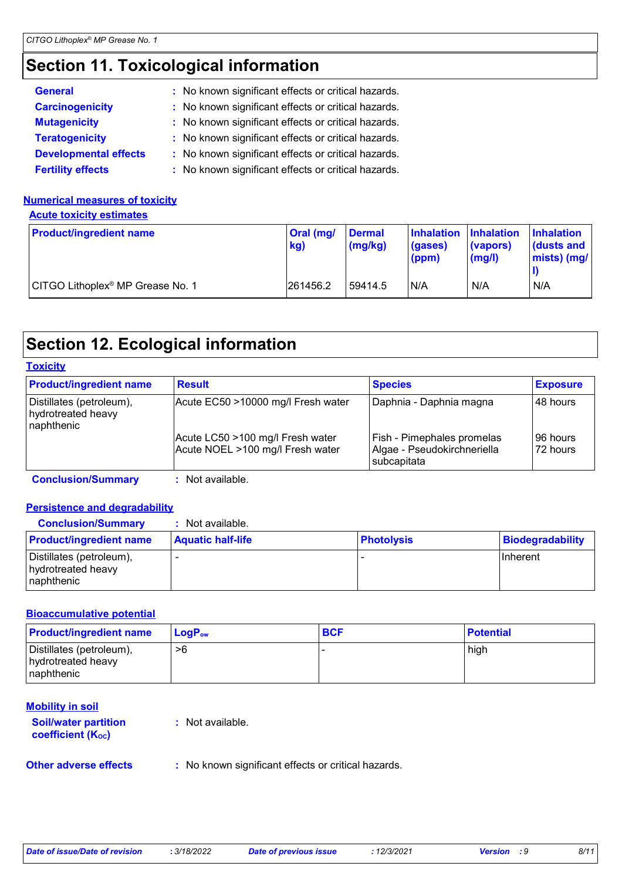## Section 11. Toxicological information

**General** : No known significant effects or critical hazards.
**Carcinogenicity** : No known significant effects or critical hazards.
**Mutagenicity** : No known significant effects or critical hazards.
**Teratogenicity** : No known significant effects or critical hazards.
**Developmental effects** : No known significant effects or critical hazards.
**Fertility effects** : No known significant effects or critical hazards.

**Numerical measures of toxicity**

**Acute toxicity estimates**

| Product/ingredient name | Oral (mg/kg) | Dermal (mg/kg) | Inhalation (gases) (ppm) | Inhalation (vapors) (mg/l) | Inhalation (dusts and mists) (mg/l) |
|---|---|---|---|---|---|
| CITGO Lithoplex® MP Grease No. 1 | 261456.2 | 59414.5 | N/A | N/A | N/A |

## Section 12. Ecological information

**Toxicity**

| Product/ingredient name | Result | Species | Exposure |
|---|---|---|---|
| Distillates (petroleum), hydrotreated heavy naphthenic | Acute EC50 >10000 mg/l Fresh water | Daphnia - Daphnia magna | 48 hours |
| | Acute LC50 >100 mg/l Fresh water | Fish - Pimephales promelas | 96 hours |
| | Acute NOEL >100 mg/l Fresh water | Algae - Pseudokirchneriella subcapitata | 72 hours |

**Conclusion/Summary** : Not available.

**Persistence and degradability**

**Conclusion/Summary** : Not available.

| Product/ingredient name | Aquatic half-life | Photolysis | Biodegradability |
|---|---|---|---|
| Distillates (petroleum), hydrotreated heavy naphthenic | - | - | Inherent |

**Bioaccumulative potential**

| Product/ingredient name | $LogP_{ow}$ | BCF | Potential |
|---|---|---|---|
| Distillates (petroleum), hydrotreated heavy naphthenic | >6 | - | high |

**Mobility in soil**

**Soil/water partition coefficient ($K_{OC}$)** : Not available.

**Other adverse effects** : No known significant effects or critical hazards.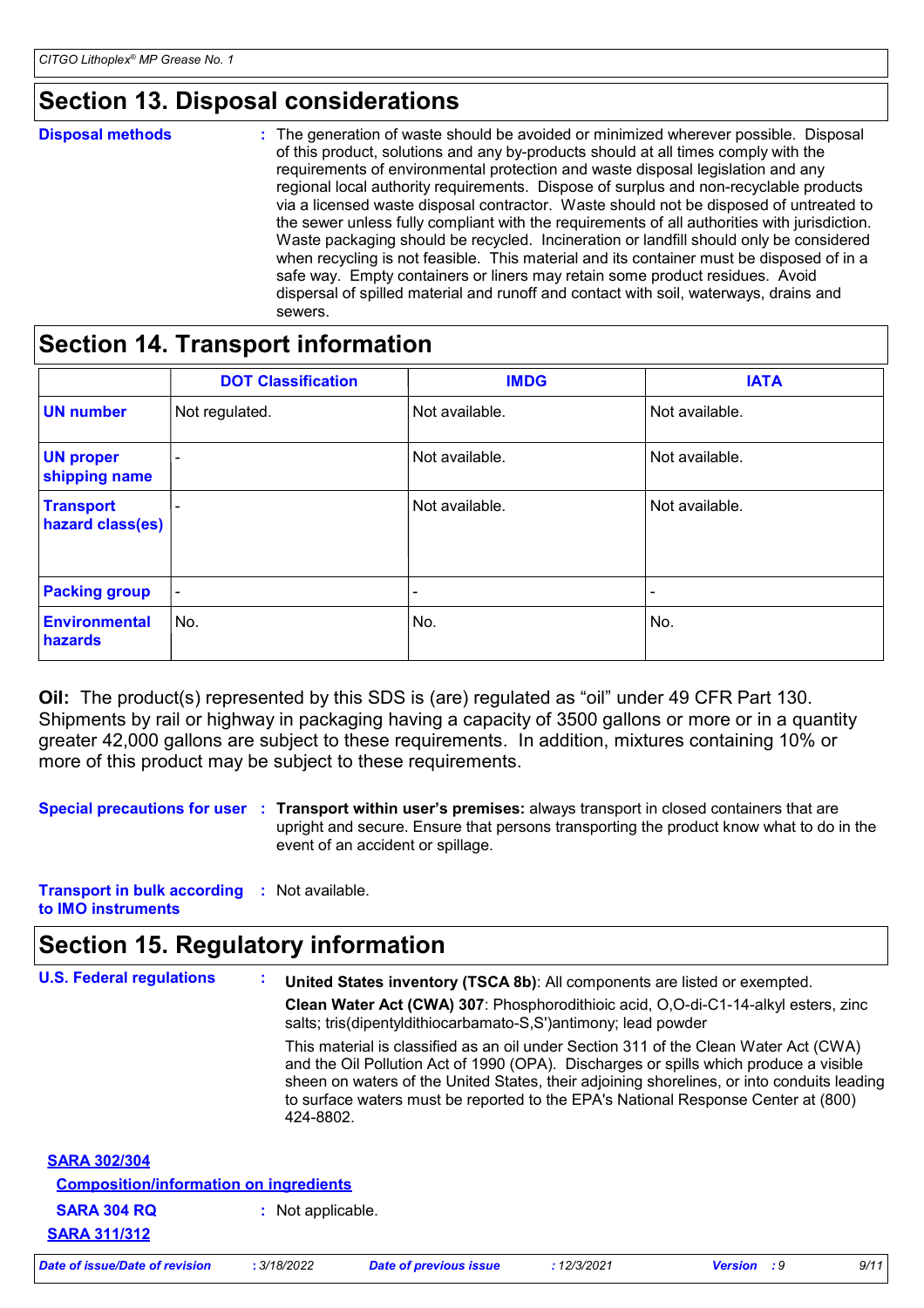## Section 13. Disposal considerations

**Disposal methods** : The generation of waste should be avoided or minimized wherever possible. Disposal of this product, solutions and any by-products should at all times comply with the requirements of environmental protection and waste disposal legislation and any regional local authority requirements. Dispose of surplus and non-recyclable products via a licensed waste disposal contractor. Waste should not be disposed of untreated to the sewer unless fully compliant with the requirements of all authorities with jurisdiction. Waste packaging should be recycled. Incineration or landfill should only be considered when recycling is not feasible. This material and its container must be disposed of in a safe way. Empty containers or liners may retain some product residues. Avoid dispersal of spilled material and runoff and contact with soil, waterways, drains and sewers.

## Section 14. Transport information

| | DOT Classification | IMDG | IATA |
|---|---|---|---|
| **UN number** | Not regulated. | Not available. | Not available. |
| **UN proper shipping name** | - | Not available. | Not available. |
| **Transport hazard class(es)** | - | Not available. | Not available. |
| **Packing group** | - | - | - |
| **Environmental hazards** | No. | No. | No. |

**Oil:** The product(s) represented by this SDS is (are) regulated as "oil" under 49 CFR Part 130. Shipments by rail or highway in packaging having a capacity of 3500 gallons or more or in a quantity greater 42,000 gallons are subject to these requirements. In addition, mixtures containing 10% or more of this product may be subject to these requirements.

**Special precautions for user** : **Transport within user's premises:** always transport in closed containers that are upright and secure. Ensure that persons transporting the product know what to do in the event of an accident or spillage.

**Transport in bulk according to IMO instruments** : Not available.

## Section 15. Regulatory information

**U.S. Federal regulations** : **United States inventory (TSCA 8b)**: All components are listed or exempted.

**Clean Water Act (CWA) 307**: Phosphorodithioic acid, O,O-di-C1-14-alkyl esters, zinc salts; tris(dipentyldithiocarbamato-S,S')antimony; lead powder

This material is classified as an oil under Section 311 of the Clean Water Act (CWA) and the Oil Pollution Act of 1990 (OPA). Discharges or spills which produce a visible sheen on waters of the United States, their adjoining shorelines, or into conduits leading to surface waters must be reported to the EPA's National Response Center at (800) 424-8802.

**SARA 302/304**

**Composition/information on ingredients**

**SARA 304 RQ** : Not applicable.

**SARA 311/312**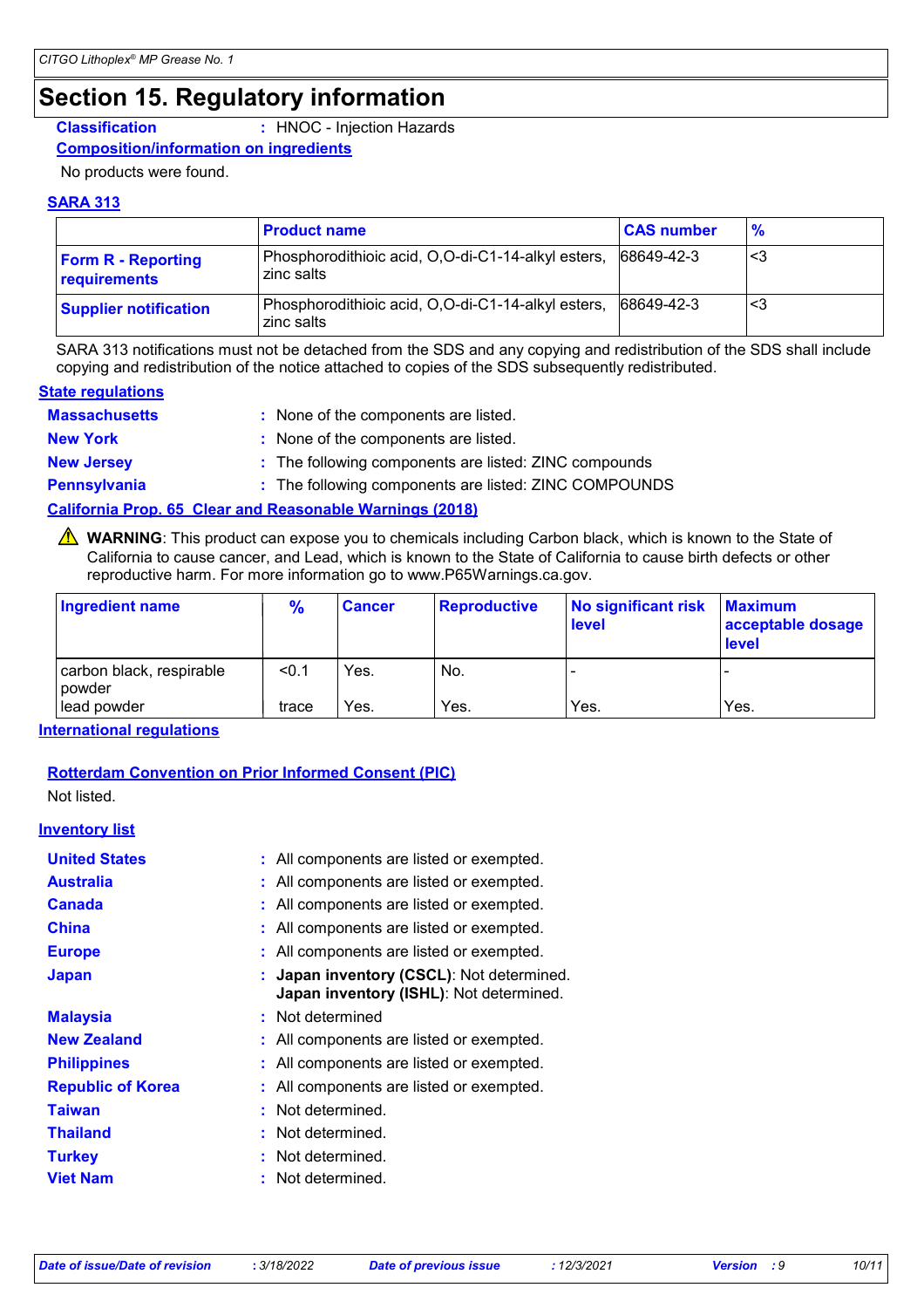# Section 15. Regulatory information

**Classification** : HNOC - Injection Hazards

**Composition/information on ingredients**

No products were found.

**SARA 313**

| | Product name | CAS number | % |
|---|---|---|---|
| **Form R - Reporting requirements** | Phosphorodithioic acid, O,O-di-C1-14-alkyl esters, zinc salts | 68649-42-3 | <3 |
| **Supplier notification** | Phosphorodithioic acid, O,O-di-C1-14-alkyl esters, zinc salts | 68649-42-3 | <3 |

SARA 313 notifications must not be detached from the SDS and any copying and redistribution of the SDS shall include copying and redistribution of the notice attached to copies of the SDS subsequently redistributed.

**State regulations**

**Massachusetts** : None of the components are listed.

**New York** : None of the components are listed.

**New Jersey** : The following components are listed: ZINC compounds

**Pennsylvania** : The following components are listed: ZINC COMPOUNDS

**California Prop. 65 Clear and Reasonable Warnings (2018)**

⚠ **WARNING**: This product can expose you to chemicals including Carbon black, which is known to the State of California to cause cancer, and Lead, which is known to the State of California to cause birth defects or other reproductive harm. For more information go to www.P65Warnings.ca.gov.

| Ingredient name | % | Cancer | Reproductive | No significant risk level | Maximum acceptable dosage level |
|---|---|---|---|---|---|
| carbon black, respirable powder | <0.1 | Yes. | No. | - | - |
| lead powder | trace | Yes. | Yes. | Yes. | Yes. |

**International regulations**

**Rotterdam Convention on Prior Informed Consent (PIC)**

Not listed.

**Inventory list**

**United States** : All components are listed or exempted.

**Australia** : All components are listed or exempted.

**Canada** : All components are listed or exempted.

**China** : All components are listed or exempted.

**Europe** : All components are listed or exempted.

**Japan** : **Japan inventory (CSCL)**: Not determined.
**Japan inventory (ISHL)**: Not determined.

**Malaysia** : Not determined

**New Zealand** : All components are listed or exempted.

**Philippines** : All components are listed or exempted.

**Republic of Korea** : All components are listed or exempted.

**Taiwan** : Not determined.

**Thailand** : Not determined.

**Turkey** : Not determined.

**Viet Nam** : Not determined.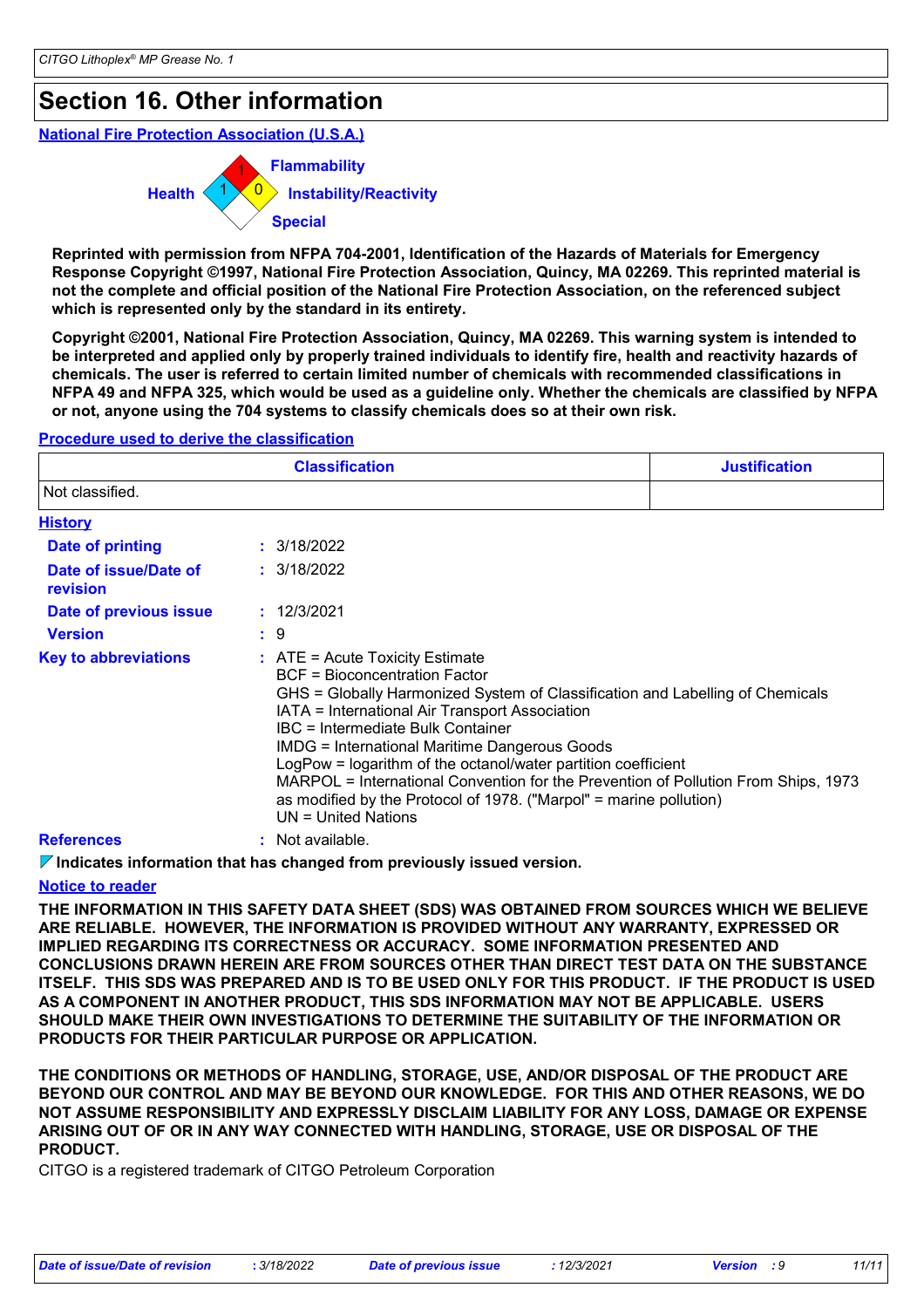# Section 16. Other information

**National Fire Protection Association (U.S.A.)**

Flammability: 1
Health: 1
Instability/Reactivity: 0
Special

**Reprinted with permission from NFPA 704-2001, Identification of the Hazards of Materials for Emergency Response Copyright ©1997, National Fire Protection Association, Quincy, MA 02269. This reprinted material is not the complete and official position of the National Fire Protection Association, on the referenced subject which is represented only by the standard in its entirety.**

**Copyright ©2001, National Fire Protection Association, Quincy, MA 02269. This warning system is intended to be interpreted and applied only by properly trained individuals to identify fire, health and reactivity hazards of chemicals. The user is referred to certain limited number of chemicals with recommended classifications in NFPA 49 and NFPA 325, which would be used as a guideline only. Whether the chemicals are classified by NFPA or not, anyone using the 704 systems to classify chemicals does so at their own risk.**

**Procedure used to derive the classification**

| Classification | Justification |
|---|---|
| Not classified. | |

**History**

**Date of printing** : 3/18/2022

**Date of issue/Date of revision** : 3/18/2022

**Date of previous issue** : 12/3/2021

**Version** : 9

**Key to abbreviations** : ATE = Acute Toxicity Estimate
BCF = Bioconcentration Factor
GHS = Globally Harmonized System of Classification and Labelling of Chemicals
IATA = International Air Transport Association
IBC = Intermediate Bulk Container
IMDG = International Maritime Dangerous Goods
LogPow = logarithm of the octanol/water partition coefficient
MARPOL = International Convention for the Prevention of Pollution From Ships, 1973 as modified by the Protocol of 1978. ("Marpol" = marine pollution)
UN = United Nations

**References** : Not available.

**Indicates information that has changed from previously issued version.**

**Notice to reader**

**THE INFORMATION IN THIS SAFETY DATA SHEET (SDS) WAS OBTAINED FROM SOURCES WHICH WE BELIEVE ARE RELIABLE. HOWEVER, THE INFORMATION IS PROVIDED WITHOUT ANY WARRANTY, EXPRESSED OR IMPLIED REGARDING ITS CORRECTNESS OR ACCURACY. SOME INFORMATION PRESENTED AND CONCLUSIONS DRAWN HEREIN ARE FROM SOURCES OTHER THAN DIRECT TEST DATA ON THE SUBSTANCE ITSELF. THIS SDS WAS PREPARED AND IS TO BE USED ONLY FOR THIS PRODUCT. IF THE PRODUCT IS USED AS A COMPONENT IN ANOTHER PRODUCT, THIS SDS INFORMATION MAY NOT BE APPLICABLE. USERS SHOULD MAKE THEIR OWN INVESTIGATIONS TO DETERMINE THE SUITABILITY OF THE INFORMATION OR PRODUCTS FOR THEIR PARTICULAR PURPOSE OR APPLICATION.**

**THE CONDITIONS OR METHODS OF HANDLING, STORAGE, USE, AND/OR DISPOSAL OF THE PRODUCT ARE BEYOND OUR CONTROL AND MAY BE BEYOND OUR KNOWLEDGE. FOR THIS AND OTHER REASONS, WE DO NOT ASSUME RESPONSIBILITY AND EXPRESSLY DISCLAIM LIABILITY FOR ANY LOSS, DAMAGE OR EXPENSE ARISING OUT OF OR IN ANY WAY CONNECTED WITH HANDLING, STORAGE, USE OR DISPOSAL OF THE PRODUCT.**

CITGO is a registered trademark of CITGO Petroleum Corporation